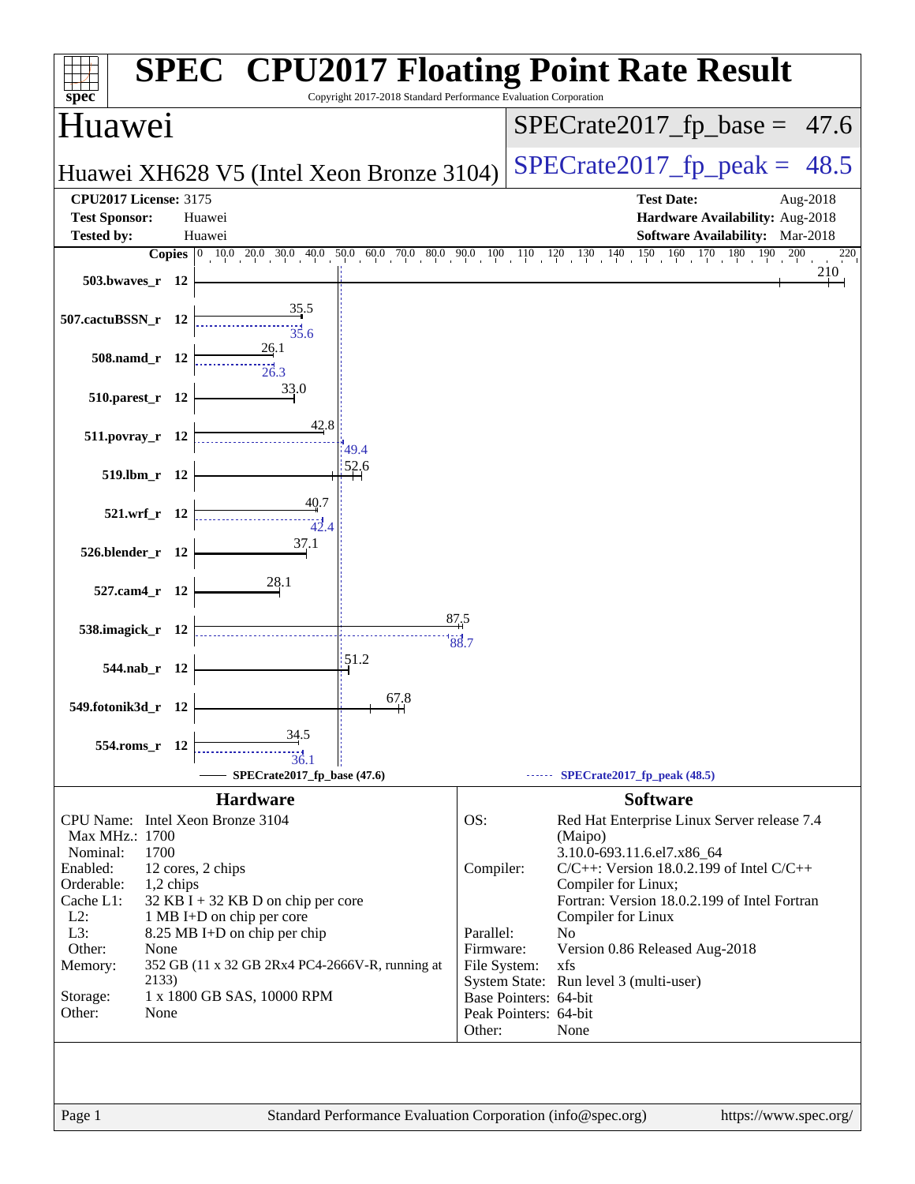# SPEC CPU2017 Floating Point Rate Result

Copyright 2017-2018 Standard Performance Evaluation Corporation

## Huawei

**Huawei XH628 V5 (Intel Xeon Bronze 3104)**

SPECrate2017_fp_base = 47.6

SPECrate2017_fp_peak = 48.5

| | | | |
|---|---|---|---|
| **CPU2017 License:** | 3175 | **Test Date:** | Aug-2018 |
| **Test Sponsor:** | Huawei | **Hardware Availability:** | Aug-2018 |
| **Tested by:** | Huawei | **Software Availability:** | Mar-2018 |

| Benchmark | Copies | Base | Peak |
|---|---|---|---|
| 503.bwaves_r | 12 | 210 | |
| 507.cactuBSSN_r | 12 | 35.5 | 35.6 |
| 508.namd_r | 12 | 26.1 | 26.3 |
| 510.parest_r | 12 | 33.0 | |
| 511.povray_r | 12 | 42.8 | 49.4 |
| 519.lbm_r | 12 | 52.6 | |
| 521.wrf_r | 12 | 40.7 | 42.4 |
| 526.blender_r | 12 | 37.1 | |
| 527.cam4_r | 12 | 28.1 | |
| 538.imagick_r | 12 | 87.5 | 88.7 |
| 544.nab_r | 12 | 51.2 | |
| 549.fotonik3d_r | 12 | 67.8 | |
| 554.roms_r | 12 | 34.5 | 36.1 |

SPECrate2017_fp_base (47.6) — SPECrate2017_fp_peak (48.5)

## Hardware

| | |
|---|---|
| CPU Name: | Intel Xeon Bronze 3104 |
| Max MHz.: | 1700 |
| Nominal: | 1700 |
| Enabled: | 12 cores, 2 chips |
| Orderable: | 1,2 chips |
| Cache L1: | 32 KB I + 32 KB D on chip per core |
| L2: | 1 MB I+D on chip per core |
| L3: | 8.25 MB I+D on chip per chip |
| Other: | None |
| Memory: | 352 GB (11 x 32 GB 2Rx4 PC4-2666V-R, running at 2133) |
| Storage: | 1 x 1800 GB SAS, 10000 RPM |
| Other: | None |

## Software

| | |
|---|---|
| OS: | Red Hat Enterprise Linux Server release 7.4 (Maipo) 3.10.0-693.11.6.el7.x86_64 |
| Compiler: | C/C++: Version 18.0.2.199 of Intel C/C++ Compiler for Linux; Fortran: Version 18.0.2.199 of Intel Fortran Compiler for Linux |
| Parallel: | No |
| Firmware: | Version 0.86 Released Aug-2018 |
| File System: | xfs |
| System State: | Run level 3 (multi-user) |
| Base Pointers: | 64-bit |
| Peak Pointers: | 64-bit |
| Other: | None |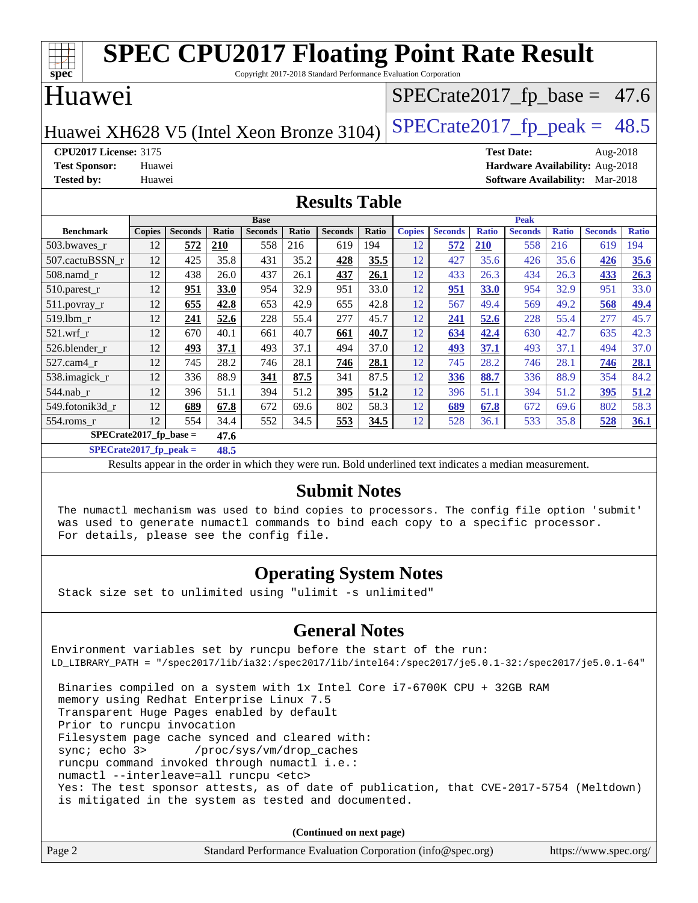# SPEC CPU2017 Floating Point Rate Result

Copyright 2017-2018 Standard Performance Evaluation Corporation

## Huawei

Huawei XH628 V5 (Intel Xeon Bronze 3104)

SPECrate2017_fp_base = 47.6

SPECrate2017_fp_peak = 48.5

**CPU2017 License:** 3175
**Test Sponsor:** Huawei
**Tested by:** Huawei

**Test Date:** Aug-2018
**Hardware Availability:** Aug-2018
**Software Availability:** Mar-2018

## Results Table

| Benchmark | Base | | | | | | | Peak | | | | | | |
|---|---|---|---|---|---|---|---|---|---|---|---|---|---|---|
| | Copies | Seconds | Ratio | Seconds | Ratio | Seconds | Ratio | Copies | Seconds | Ratio | Seconds | Ratio | Seconds | Ratio |
| 503.bwaves_r | 12 | **572** | **210** | 558 | 216 | 619 | 194 | 12 | **572** | **210** | 558 | 216 | 619 | 194 |
| 507.cactuBSSN_r | 12 | 425 | 35.8 | 431 | 35.2 | **428** | **35.5** | 12 | 427 | 35.6 | 426 | 35.6 | **426** | **35.6** |
| 508.namd_r | 12 | 438 | 26.0 | 437 | 26.1 | **437** | **26.1** | 12 | 433 | 26.3 | 434 | 26.3 | **433** | **26.3** |
| 510.parest_r | 12 | **951** | **33.0** | 954 | 32.9 | 951 | 33.0 | 12 | **951** | **33.0** | 954 | 32.9 | 951 | 33.0 |
| 511.povray_r | 12 | **655** | **42.8** | 653 | 42.9 | 655 | 42.8 | 12 | 567 | 49.4 | 569 | 49.2 | **568** | **49.4** |
| 519.lbm_r | 12 | **241** | **52.6** | 228 | 55.4 | 277 | 45.7 | 12 | **241** | **52.6** | 228 | 55.4 | 277 | 45.7 |
| 521.wrf_r | 12 | 670 | 40.1 | 661 | 40.7 | **661** | **40.7** | 12 | **634** | **42.4** | 630 | 42.7 | 635 | 42.3 |
| 526.blender_r | 12 | **493** | **37.1** | 493 | 37.1 | 494 | 37.0 | 12 | **493** | **37.1** | 493 | 37.1 | 494 | 37.0 |
| 527.cam4_r | 12 | 745 | 28.2 | 746 | 28.1 | **746** | **28.1** | 12 | 745 | 28.2 | 746 | 28.1 | **746** | **28.1** |
| 538.imagick_r | 12 | 336 | 88.9 | **341** | **87.5** | 341 | 87.5 | 12 | **336** | **88.7** | 336 | 88.9 | 354 | 84.2 |
| 544.nab_r | 12 | 396 | 51.1 | 394 | 51.2 | **395** | **51.2** | 12 | 396 | 51.1 | 394 | 51.2 | **395** | **51.2** |
| 549.fotonik3d_r | 12 | **689** | **67.8** | 672 | 69.6 | 802 | 58.3 | 12 | **689** | **67.8** | 672 | 69.6 | 802 | 58.3 |
| 554.roms_r | 12 | 554 | 34.4 | 552 | 34.5 | **553** | **34.5** | 12 | 528 | 36.1 | 533 | 35.8 | **528** | **36.1** |

**SPECrate2017_fp_base = 47.6**

**SPECrate2017_fp_peak = 48.5**

Results appear in the order in which they were run. Bold underlined text indicates a median measurement.

## Submit Notes

```
The numactl mechanism was used to bind copies to processors. The config file option 'submit'
was used to generate numactl commands to bind each copy to a specific processor.
For details, please see the config file.
```

## Operating System Notes

```
Stack size set to unlimited using "ulimit -s unlimited"
```

## General Notes

```
Environment variables set by runcpu before the start of the run:
LD_LIBRARY_PATH = "/spec2017/lib/ia32:/spec2017/lib/intel64:/spec2017/je5.0.1-32:/spec2017/je5.0.1-64"

 Binaries compiled on a system with 1x Intel Core i7-6700K CPU + 32GB RAM
 memory using Redhat Enterprise Linux 7.5
 Transparent Huge Pages enabled by default
 Prior to runcpu invocation
 Filesystem page cache synced and cleared with:
 sync; echo 3>       /proc/sys/vm/drop_caches
 runcpu command invoked through numactl i.e.:
 numactl --interleave=all runcpu <etc>
 Yes: The test sponsor attests, as of date of publication, that CVE-2017-5754 (Meltdown)
 is mitigated in the system as tested and documented.
```

(Continued on next page)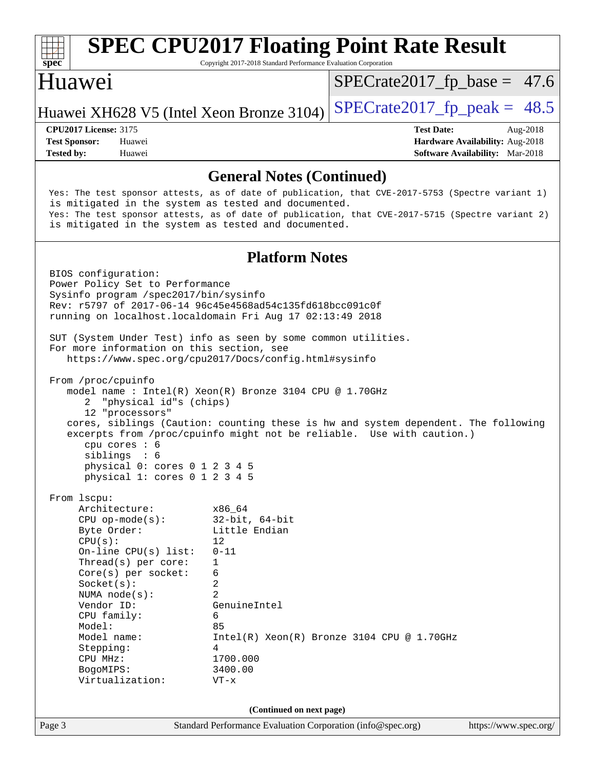## General Notes (Continued)

```
Yes: The test sponsor attests, as of date of publication, that CVE-2017-5753 (Spectre variant 1)
is mitigated in the system as tested and documented.
Yes: The test sponsor attests, as of date of publication, that CVE-2017-5715 (Spectre variant 2)
is mitigated in the system as tested and documented.
```

## Platform Notes

```
BIOS configuration:
Power Policy Set to Performance
Sysinfo program /spec2017/bin/sysinfo
Rev: r5797 of 2017-06-14 96c45e4568ad54c135fd618bcc091c0f
running on localhost.localdomain Fri Aug 17 02:13:49 2018

SUT (System Under Test) info as seen by some common utilities.
For more information on this section, see
   https://www.spec.org/cpu2017/Docs/config.html#sysinfo

From /proc/cpuinfo
   model name : Intel(R) Xeon(R) Bronze 3104 CPU @ 1.70GHz
      2  "physical id"s (chips)
      12 "processors"
   cores, siblings (Caution: counting these is hw and system dependent. The following
   excerpts from /proc/cpuinfo might not be reliable.  Use with caution.)
      cpu cores : 6
      siblings  : 6
      physical 0: cores 0 1 2 3 4 5
      physical 1: cores 0 1 2 3 4 5

From lscpu:
     Architecture:          x86_64
     CPU op-mode(s):        32-bit, 64-bit
     Byte Order:            Little Endian
     CPU(s):                12
     On-line CPU(s) list:   0-11
     Thread(s) per core:    1
     Core(s) per socket:    6
     Socket(s):             2
     NUMA node(s):          2
     Vendor ID:             GenuineIntel
     CPU family:            6
     Model:                 85
     Model name:            Intel(R) Xeon(R) Bronze 3104 CPU @ 1.70GHz
     Stepping:              4
     CPU MHz:               1700.000
     BogoMIPS:              3400.00
     Virtualization:        VT-x
```

(Continued on next page)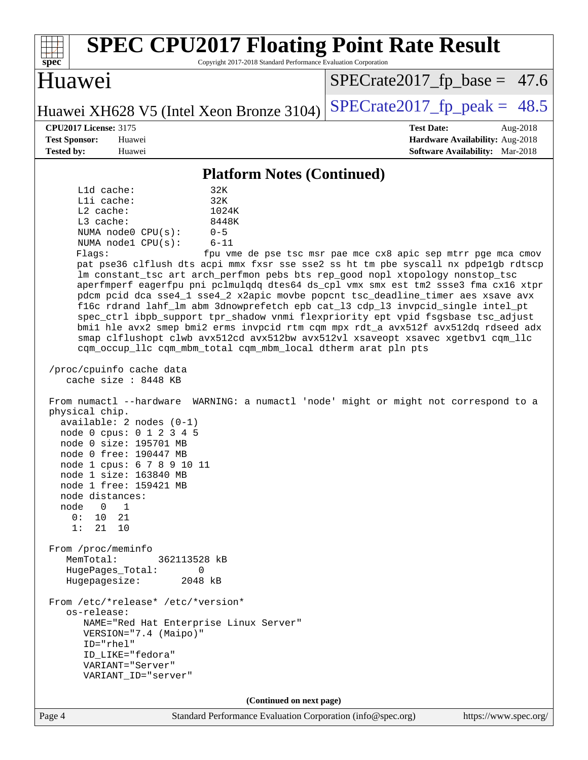# SPEC CPU2017 Floating Point Rate Result

Copyright 2017-2018 Standard Performance Evaluation Corporation

**Huawei**

Huawei XH628 V5 (Intel Xeon Bronze 3104)

SPECrate2017_fp_base = 47.6

SPECrate2017_fp_peak = 48.5

**CPU2017 License:** 3175
**Test Sponsor:** Huawei
**Tested by:** Huawei

**Test Date:** Aug-2018
**Hardware Availability:** Aug-2018
**Software Availability:** Mar-2018

## Platform Notes (Continued)

```
     L1d cache:             32K
     L1i cache:             32K
     L2 cache:              1024K
     L3 cache:              8448K
     NUMA node0 CPU(s):     0-5
     NUMA node1 CPU(s):     6-11
     Flags:                  fpu vme de pse tsc msr pae mce cx8 apic sep mtrr pge mca cmov
     pat pse36 clflush dts acpi mmx fxsr sse sse2 ss ht tm pbe syscall nx pdpe1gb rdtscp
     lm constant_tsc art arch_perfmon pebs bts rep_good nopl xtopology nonstop_tsc
     aperfmperf eagerfpu pni pclmulqdq dtes64 ds_cpl vmx smx est tm2 ssse3 fma cx16 xtpr
     pdcm pcid dca sse4_1 sse4_2 x2apic movbe popcnt tsc_deadline_timer aes xsave avx
     f16c rdrand lahf_lm abm 3dnowprefetch epb cat_l3 cdp_l3 invpcid_single intel_pt
     spec_ctrl ibpb_support tpr_shadow vnmi flexpriority ept vpid fsgsbase tsc_adjust
     bmi1 hle avx2 smep bmi2 erms invpcid rtm cqm mpx rdt_a avx512f avx512dq rdseed adx
     smap clflushopt clwb avx512cd avx512bw avx512vl xsaveopt xsavec xgetbv1 cqm_llc
     cqm_occup_llc cqm_mbm_total cqm_mbm_local dtherm arat pln pts

 /proc/cpuinfo cache data
    cache size : 8448 KB

 From numactl --hardware  WARNING: a numactl 'node' might or might not correspond to a
 physical chip.
   available: 2 nodes (0-1)
   node 0 cpus: 0 1 2 3 4 5
   node 0 size: 195701 MB
   node 0 free: 190447 MB
   node 1 cpus: 6 7 8 9 10 11
   node 1 size: 163840 MB
   node 1 free: 159421 MB
   node distances:
   node   0   1
     0:  10  21
     1:  21  10

 From /proc/meminfo
    MemTotal:       362113528 kB
    HugePages_Total:       0
    Hugepagesize:       2048 kB

 From /etc/*release* /etc/*version*
    os-release:
       NAME="Red Hat Enterprise Linux Server"
       VERSION="7.4 (Maipo)"
       ID="rhel"
       ID_LIKE="fedora"
       VARIANT="Server"
       VARIANT_ID="server"
```

**(Continued on next page)**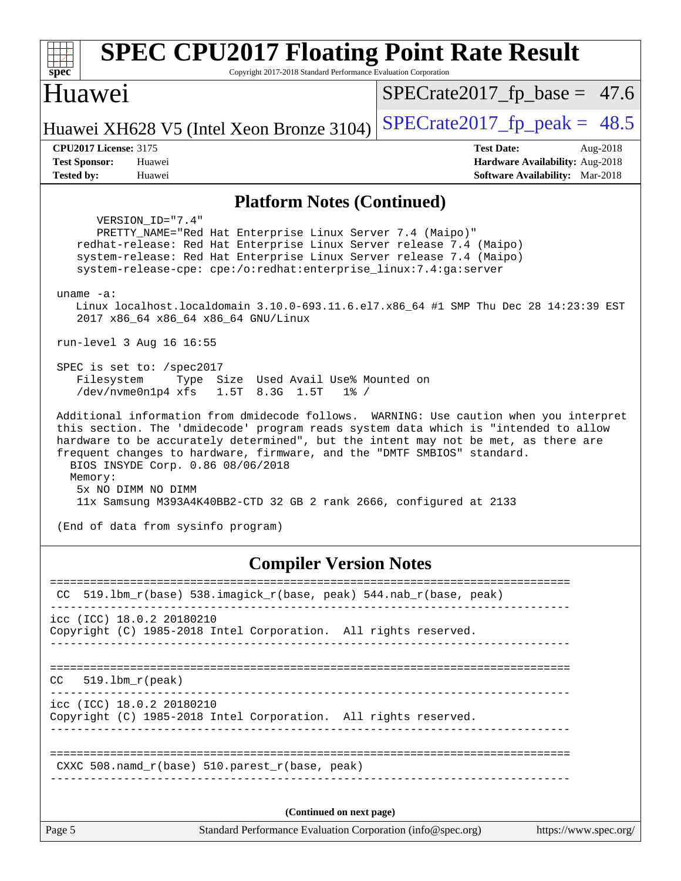## Platform Notes (Continued)

```
      VERSION_ID="7.4"
      PRETTY_NAME="Red Hat Enterprise Linux Server 7.4 (Maipo)"
    redhat-release: Red Hat Enterprise Linux Server release 7.4 (Maipo)
    system-release: Red Hat Enterprise Linux Server release 7.4 (Maipo)
    system-release-cpe: cpe:/o:redhat:enterprise_linux:7.4:ga:server

 uname -a:
    Linux localhost.localdomain 3.10.0-693.11.6.el7.x86_64 #1 SMP Thu Dec 28 14:23:39 EST
    2017 x86_64 x86_64 x86_64 GNU/Linux

 run-level 3 Aug 16 16:55

 SPEC is set to: /spec2017
    Filesystem     Type  Size  Used Avail Use% Mounted on
    /dev/nvme0n1p4 xfs   1.5T  8.3G  1.5T   1% /

 Additional information from dmidecode follows.  WARNING: Use caution when you interpret
 this section. The 'dmidecode' program reads system data which is "intended to allow
 hardware to be accurately determined", but the intent may not be met, as there are
 frequent changes to hardware, firmware, and the "DMTF SMBIOS" standard.
   BIOS INSYDE Corp. 0.86 08/06/2018
   Memory:
    5x NO DIMM NO DIMM
    11x Samsung M393A4K40BB2-CTD 32 GB 2 rank 2666, configured at 2133

 (End of data from sysinfo program)
```

## Compiler Version Notes

```
==============================================================================
 CC  519.lbm_r(base) 538.imagick_r(base, peak) 544.nab_r(base, peak)
------------------------------------------------------------------------------
icc (ICC) 18.0.2 20180210
Copyright (C) 1985-2018 Intel Corporation.  All rights reserved.
------------------------------------------------------------------------------

==============================================================================
CC   519.lbm_r(peak)
------------------------------------------------------------------------------
icc (ICC) 18.0.2 20180210
Copyright (C) 1985-2018 Intel Corporation.  All rights reserved.
------------------------------------------------------------------------------

==============================================================================
 CXXC 508.namd_r(base) 510.parest_r(base, peak)
------------------------------------------------------------------------------
```

(Continued on next page)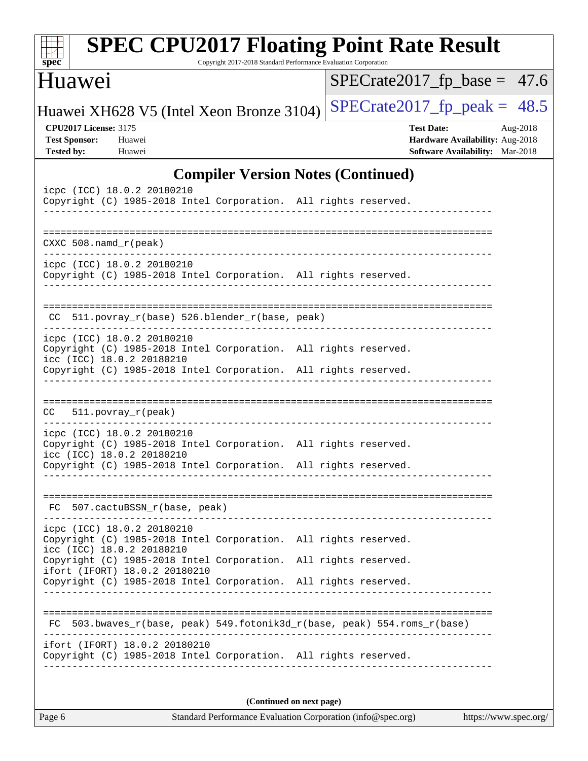## Compiler Version Notes (Continued)

```
icpc (ICC) 18.0.2 20180210
Copyright (C) 1985-2018 Intel Corporation.  All rights reserved.
------------------------------------------------------------------------------

==============================================================================
CXXC 508.namd_r(peak)
------------------------------------------------------------------------------
icpc (ICC) 18.0.2 20180210
Copyright (C) 1985-2018 Intel Corporation.  All rights reserved.
------------------------------------------------------------------------------

==============================================================================
 CC  511.povray_r(base) 526.blender_r(base, peak)
------------------------------------------------------------------------------
icpc (ICC) 18.0.2 20180210
Copyright (C) 1985-2018 Intel Corporation.  All rights reserved.
icc (ICC) 18.0.2 20180210
Copyright (C) 1985-2018 Intel Corporation.  All rights reserved.
------------------------------------------------------------------------------

==============================================================================
CC   511.povray_r(peak)
------------------------------------------------------------------------------
icpc (ICC) 18.0.2 20180210
Copyright (C) 1985-2018 Intel Corporation.  All rights reserved.
icc (ICC) 18.0.2 20180210
Copyright (C) 1985-2018 Intel Corporation.  All rights reserved.
------------------------------------------------------------------------------

==============================================================================
 FC  507.cactuBSSN_r(base, peak)
------------------------------------------------------------------------------
icpc (ICC) 18.0.2 20180210
Copyright (C) 1985-2018 Intel Corporation.  All rights reserved.
icc (ICC) 18.0.2 20180210
Copyright (C) 1985-2018 Intel Corporation.  All rights reserved.
ifort (IFORT) 18.0.2 20180210
Copyright (C) 1985-2018 Intel Corporation.  All rights reserved.
------------------------------------------------------------------------------

==============================================================================
 FC  503.bwaves_r(base, peak) 549.fotonik3d_r(base, peak) 554.roms_r(base)
------------------------------------------------------------------------------
ifort (IFORT) 18.0.2 20180210
Copyright (C) 1985-2018 Intel Corporation.  All rights reserved.
------------------------------------------------------------------------------
```

**(Continued on next page)**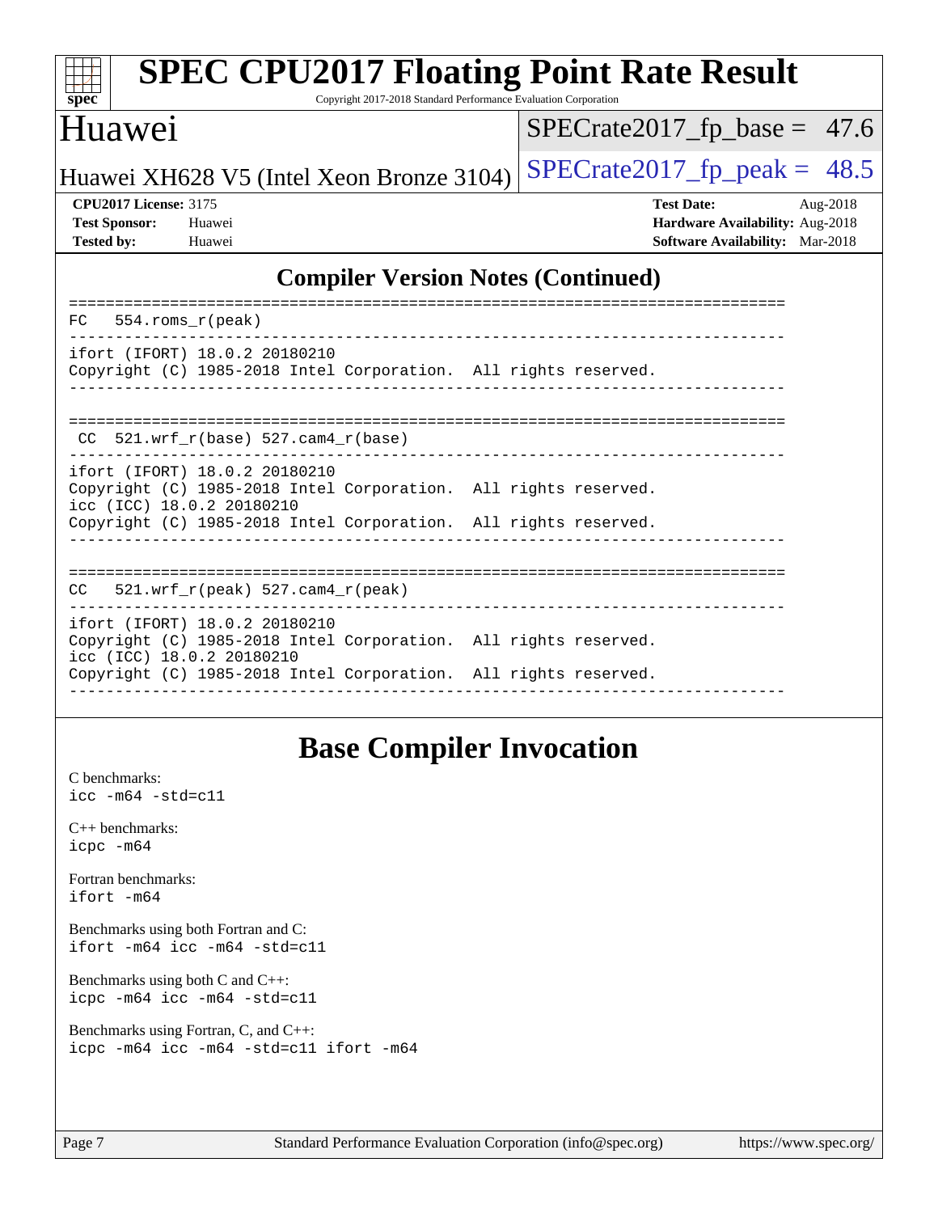# SPEC CPU2017 Floating Point Rate Result

Copyright 2017-2018 Standard Performance Evaluation Corporation

## Huawei

Huawei XH628 V5 (Intel Xeon Bronze 3104)

SPECrate2017_fp_base = 47.6

SPECrate2017_fp_peak = 48.5

**CPU2017 License:** 3175
**Test Sponsor:** Huawei
**Tested by:** Huawei

**Test Date:** Aug-2018
**Hardware Availability:** Aug-2018
**Software Availability:** Mar-2018

## Compiler Version Notes (Continued)

```
==============================================================================
FC   554.roms_r(peak)
------------------------------------------------------------------------------
ifort (IFORT) 18.0.2 20180210
Copyright (C) 1985-2018 Intel Corporation.  All rights reserved.
------------------------------------------------------------------------------

==============================================================================
 CC  521.wrf_r(base) 527.cam4_r(base)
------------------------------------------------------------------------------
ifort (IFORT) 18.0.2 20180210
Copyright (C) 1985-2018 Intel Corporation.  All rights reserved.
icc (ICC) 18.0.2 20180210
Copyright (C) 1985-2018 Intel Corporation.  All rights reserved.
------------------------------------------------------------------------------

==============================================================================
CC   521.wrf_r(peak) 527.cam4_r(peak)
------------------------------------------------------------------------------
ifort (IFORT) 18.0.2 20180210
Copyright (C) 1985-2018 Intel Corporation.  All rights reserved.
icc (ICC) 18.0.2 20180210
Copyright (C) 1985-2018 Intel Corporation.  All rights reserved.
------------------------------------------------------------------------------
```

## Base Compiler Invocation

C benchmarks:
`icc -m64 -std=c11`

C++ benchmarks:
`icpc -m64`

Fortran benchmarks:
`ifort -m64`

Benchmarks using both Fortran and C:
`ifort -m64 icc -m64 -std=c11`

Benchmarks using both C and C++:
`icpc -m64 icc -m64 -std=c11`

Benchmarks using Fortran, C, and C++:
`icpc -m64 icc -m64 -std=c11 ifort -m64`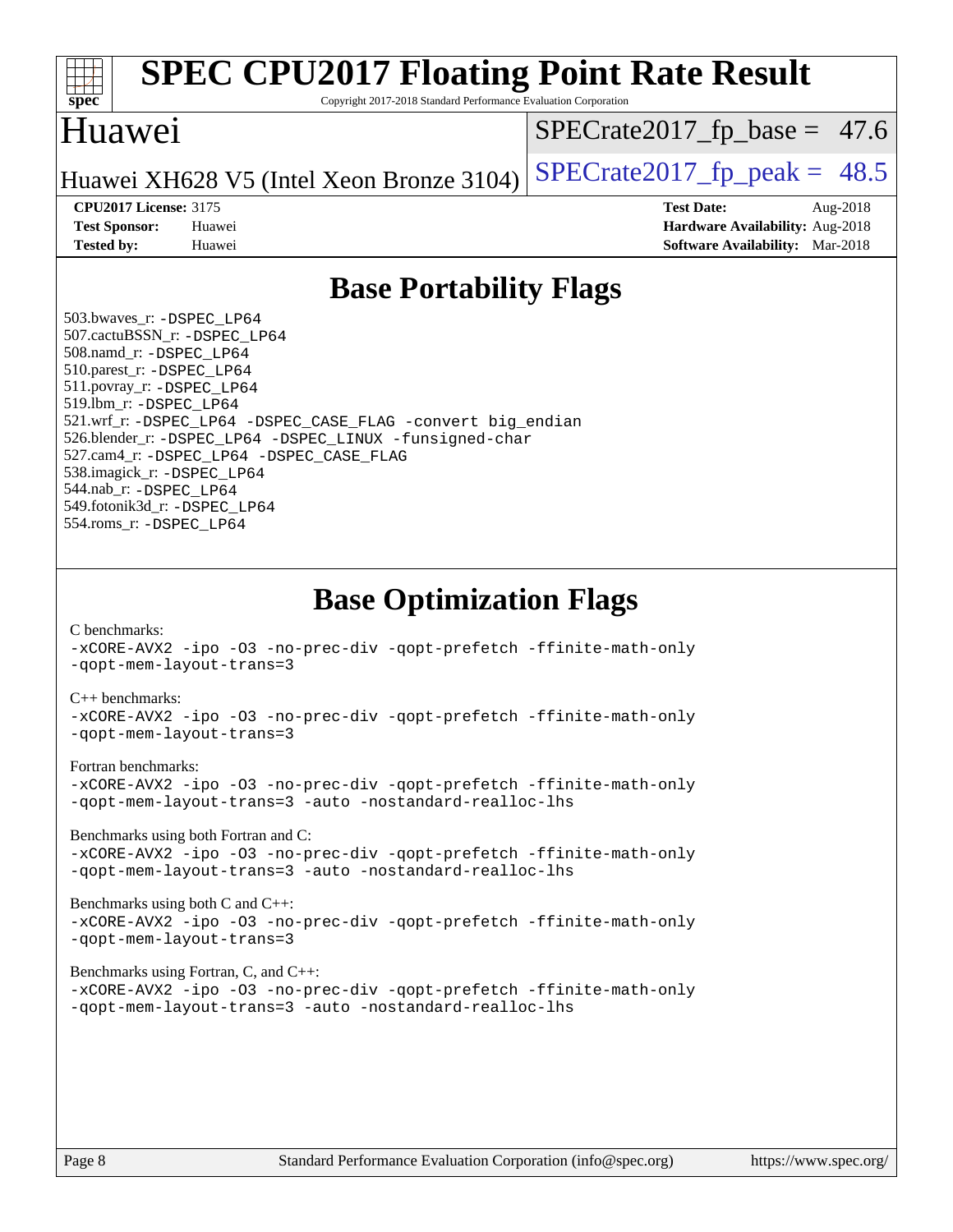# SPEC CPU2017 Floating Point Rate Result

Copyright 2017-2018 Standard Performance Evaluation Corporation

## Huawei

Huawei XH628 V5 (Intel Xeon Bronze 3104)

SPECrate2017_fp_base = 47.6

SPECrate2017_fp_peak = 48.5

**CPU2017 License:** 3175
**Test Sponsor:** Huawei
**Tested by:** Huawei

**Test Date:** Aug-2018
**Hardware Availability:** Aug-2018
**Software Availability:** Mar-2018

## Base Portability Flags

503.bwaves_r: -DSPEC_LP64
507.cactuBSSN_r: -DSPEC_LP64
508.namd_r: -DSPEC_LP64
510.parest_r: -DSPEC_LP64
511.povray_r: -DSPEC_LP64
519.lbm_r: -DSPEC_LP64
521.wrf_r: -DSPEC_LP64 -DSPEC_CASE_FLAG -convert big_endian
526.blender_r: -DSPEC_LP64 -DSPEC_LINUX -funsigned-char
527.cam4_r: -DSPEC_LP64 -DSPEC_CASE_FLAG
538.imagick_r: -DSPEC_LP64
544.nab_r: -DSPEC_LP64
549.fotonik3d_r: -DSPEC_LP64
554.roms_r: -DSPEC_LP64

## Base Optimization Flags

C benchmarks:
-xCORE-AVX2 -ipo -O3 -no-prec-div -qopt-prefetch -ffinite-math-only
-qopt-mem-layout-trans=3

C++ benchmarks:
-xCORE-AVX2 -ipo -O3 -no-prec-div -qopt-prefetch -ffinite-math-only
-qopt-mem-layout-trans=3

Fortran benchmarks:
-xCORE-AVX2 -ipo -O3 -no-prec-div -qopt-prefetch -ffinite-math-only
-qopt-mem-layout-trans=3 -auto -nostandard-realloc-lhs

Benchmarks using both Fortran and C:
-xCORE-AVX2 -ipo -O3 -no-prec-div -qopt-prefetch -ffinite-math-only
-qopt-mem-layout-trans=3 -auto -nostandard-realloc-lhs

Benchmarks using both C and C++:
-xCORE-AVX2 -ipo -O3 -no-prec-div -qopt-prefetch -ffinite-math-only
-qopt-mem-layout-trans=3

Benchmarks using Fortran, C, and C++:
-xCORE-AVX2 -ipo -O3 -no-prec-div -qopt-prefetch -ffinite-math-only
-qopt-mem-layout-trans=3 -auto -nostandard-realloc-lhs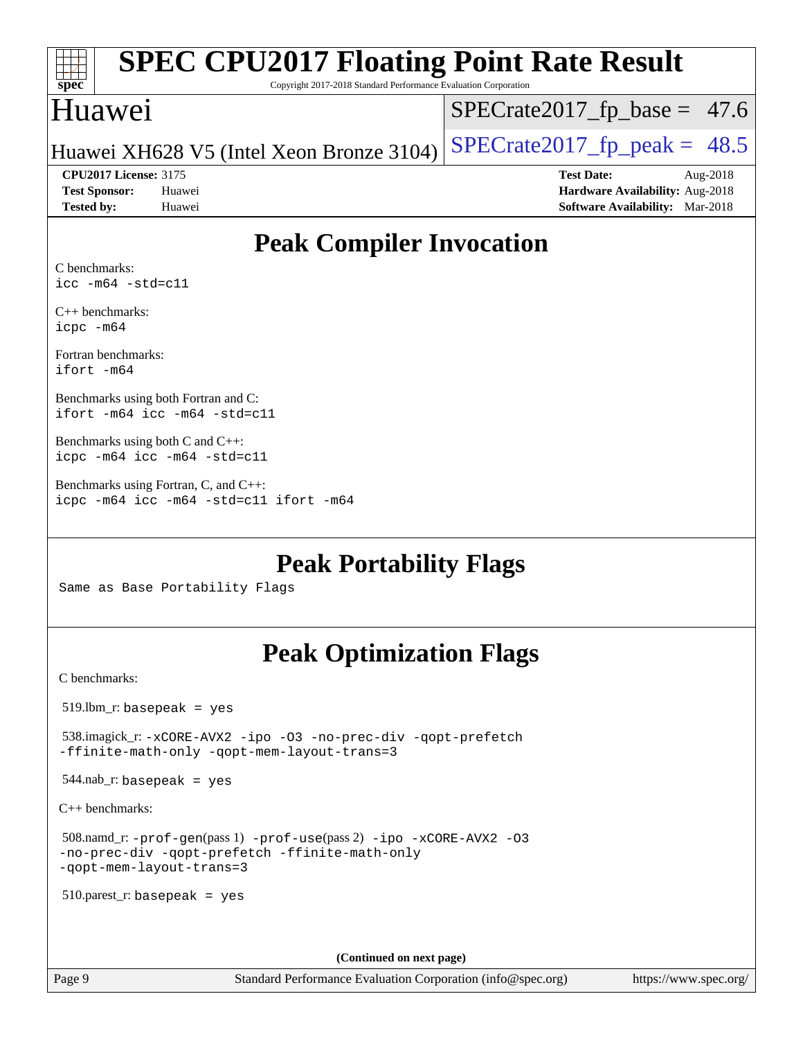# Peak Compiler Invocation

C benchmarks:
`icc -m64 -std=c11`

C++ benchmarks:
`icpc -m64`

Fortran benchmarks:
`ifort -m64`

Benchmarks using both Fortran and C:
`ifort -m64 icc -m64 -std=c11`

Benchmarks using both C and C++:
`icpc -m64 icc -m64 -std=c11`

Benchmarks using Fortran, C, and C++:
`icpc -m64 icc -m64 -std=c11 ifort -m64`

# Peak Portability Flags

Same as Base Portability Flags

# Peak Optimization Flags

C benchmarks:

519.lbm_r: `basepeak = yes`

538.imagick_r: `-xCORE-AVX2 -ipo -O3 -no-prec-div -qopt-prefetch -ffinite-math-only -qopt-mem-layout-trans=3`

544.nab_r: `basepeak = yes`

C++ benchmarks:

508.namd_r: `-prof-gen`(pass 1) `-prof-use`(pass 2) `-ipo -xCORE-AVX2 -O3 -no-prec-div -qopt-prefetch -ffinite-math-only -qopt-mem-layout-trans=3`

510.parest_r: `basepeak = yes`

(Continued on next page)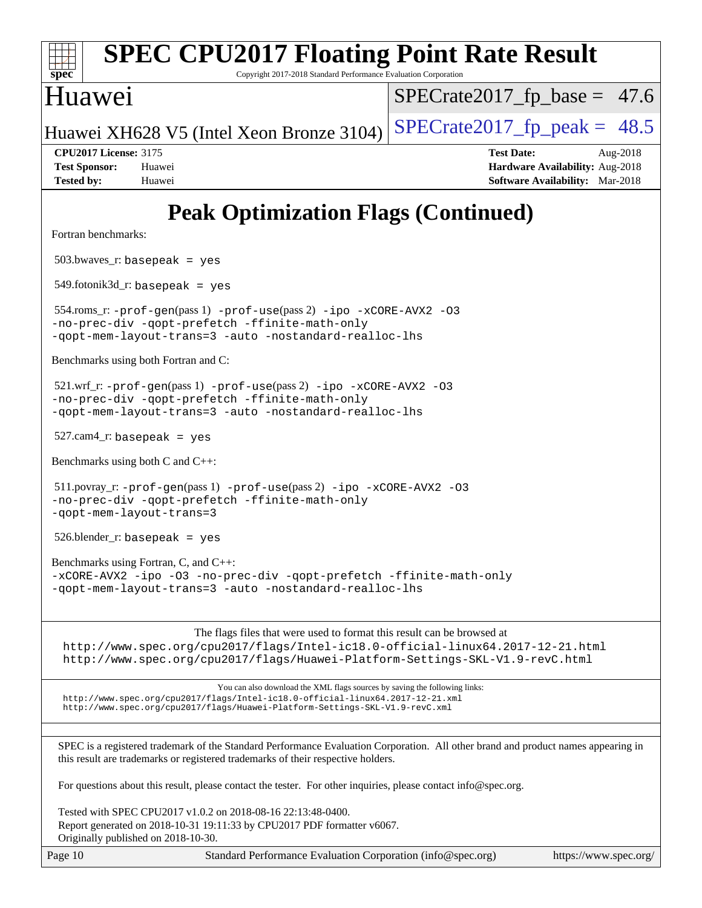# SPEC CPU2017 Floating Point Rate Result

Copyright 2017-2018 Standard Performance Evaluation Corporation

## Huawei

Huawei XH628 V5 (Intel Xeon Bronze 3104)

SPECrate2017_fp_base = 47.6

SPECrate2017_fp_peak = 48.5

**CPU2017 License:** 3175
**Test Sponsor:** Huawei
**Tested by:** Huawei

**Test Date:** Aug-2018
**Hardware Availability:** Aug-2018
**Software Availability:** Mar-2018

# Peak Optimization Flags (Continued)

Fortran benchmarks:

503.bwaves_r: `basepeak = yes`

549.fotonik3d_r: `basepeak = yes`

554.roms_r: `-prof-gen`(pass 1) `-prof-use`(pass 2) `-ipo -xCORE-AVX2 -O3 -no-prec-div -qopt-prefetch -ffinite-math-only -qopt-mem-layout-trans=3 -auto -nostandard-realloc-lhs`

Benchmarks using both Fortran and C:

521.wrf_r: `-prof-gen`(pass 1) `-prof-use`(pass 2) `-ipo -xCORE-AVX2 -O3 -no-prec-div -qopt-prefetch -ffinite-math-only -qopt-mem-layout-trans=3 -auto -nostandard-realloc-lhs`

527.cam4_r: `basepeak = yes`

Benchmarks using both C and C++:

511.povray_r: `-prof-gen`(pass 1) `-prof-use`(pass 2) `-ipo -xCORE-AVX2 -O3 -no-prec-div -qopt-prefetch -ffinite-math-only -qopt-mem-layout-trans=3`

526.blender_r: `basepeak = yes`

Benchmarks using Fortran, C, and C++:
`-xCORE-AVX2 -ipo -O3 -no-prec-div -qopt-prefetch -ffinite-math-only -qopt-mem-layout-trans=3 -auto -nostandard-realloc-lhs`

The flags files that were used to format this result can be browsed at
http://www.spec.org/cpu2017/flags/Intel-ic18.0-official-linux64.2017-12-21.html
http://www.spec.org/cpu2017/flags/Huawei-Platform-Settings-SKL-V1.9-revC.html

You can also download the XML flags sources by saving the following links:
http://www.spec.org/cpu2017/flags/Intel-ic18.0-official-linux64.2017-12-21.xml
http://www.spec.org/cpu2017/flags/Huawei-Platform-Settings-SKL-V1.9-revC.xml

SPEC is a registered trademark of the Standard Performance Evaluation Corporation. All other brand and product names appearing in this result are trademarks or registered trademarks of their respective holders.

For questions about this result, please contact the tester. For other inquiries, please contact info@spec.org.

Tested with SPEC CPU2017 v1.0.2 on 2018-08-16 22:13:48-0400.
Report generated on 2018-10-31 19:11:33 by CPU2017 PDF formatter v6067.
Originally published on 2018-10-30.